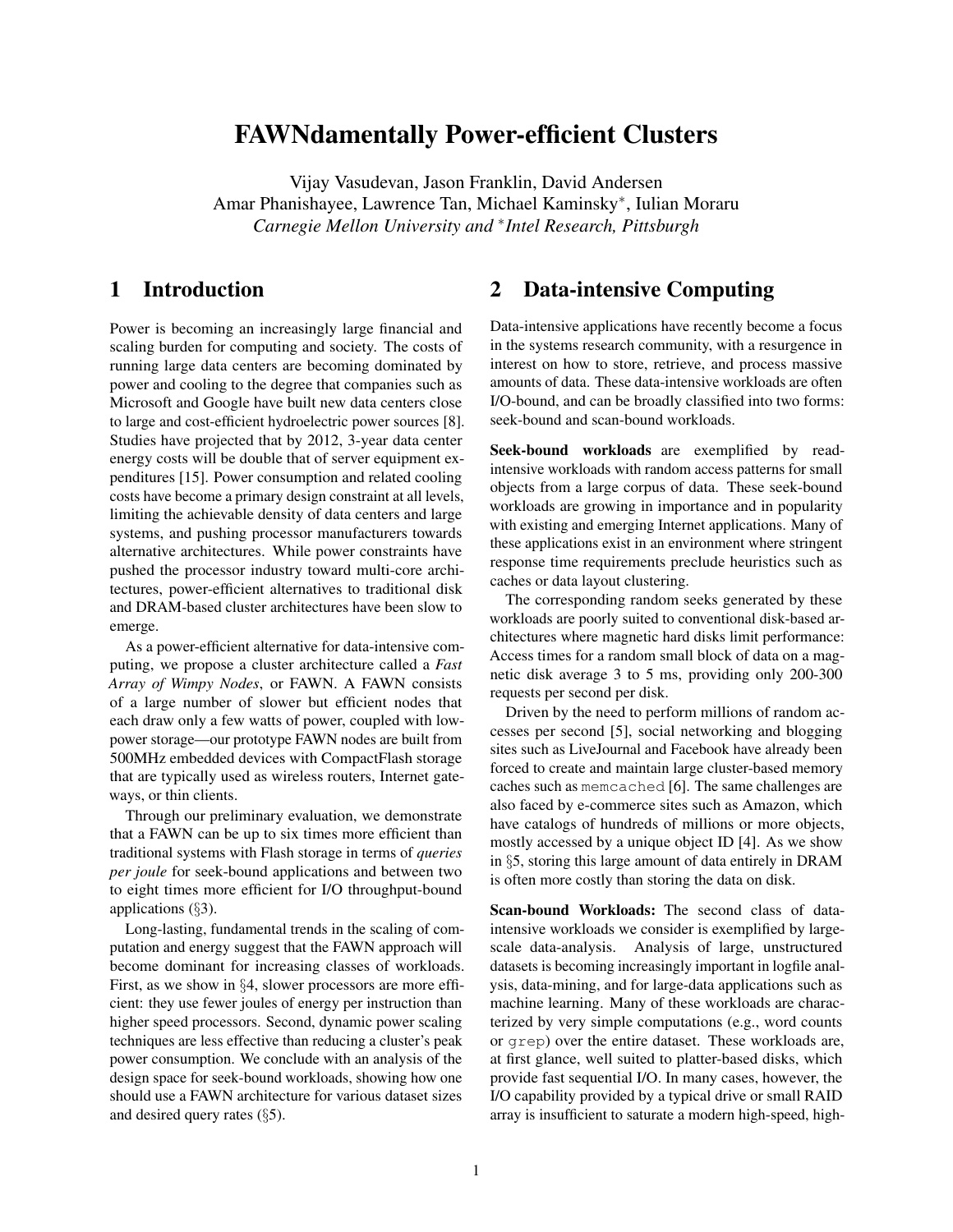# FAWNdamentally Power-efficient Clusters

Vijay Vasudevan, Jason Franklin, David Andersen
Amar Phanishayee, Lawrence Tan, Michael Kaminsky*, Iulian Moraru
*Carnegie Mellon University and *Intel Research, Pittsburgh*

## 1 Introduction

Power is becoming an increasingly large financial and scaling burden for computing and society. The costs of running large data centers are becoming dominated by power and cooling to the degree that companies such as Microsoft and Google have built new data centers close to large and cost-efficient hydroelectric power sources [8]. Studies have projected that by 2012, 3-year data center energy costs will be double that of server equipment expenditures [15]. Power consumption and related cooling costs have become a primary design constraint at all levels, limiting the achievable density of data centers and large systems, and pushing processor manufacturers towards alternative architectures. While power constraints have pushed the processor industry toward multi-core architectures, power-efficient alternatives to traditional disk and DRAM-based cluster architectures have been slow to emerge.

As a power-efficient alternative for data-intensive computing, we propose a cluster architecture called a *Fast Array of Wimpy Nodes*, or FAWN. A FAWN consists of a large number of slower but efficient nodes that each draw only a few watts of power, coupled with low-power storage—our prototype FAWN nodes are built from 500MHz embedded devices with CompactFlash storage that are typically used as wireless routers, Internet gateways, or thin clients.

Through our preliminary evaluation, we demonstrate that a FAWN can be up to six times more efficient than traditional systems with Flash storage in terms of *queries per joule* for seek-bound applications and between two to eight times more efficient for I/O throughput-bound applications (§3).

Long-lasting, fundamental trends in the scaling of computation and energy suggest that the FAWN approach will become dominant for increasing classes of workloads. First, as we show in §4, slower processors are more efficient: they use fewer joules of energy per instruction than higher speed processors. Second, dynamic power scaling techniques are less effective than reducing a cluster's peak power consumption. We conclude with an analysis of the design space for seek-bound workloads, showing how one should use a FAWN architecture for various dataset sizes and desired query rates (§5).

## 2 Data-intensive Computing

Data-intensive applications have recently become a focus in the systems research community, with a resurgence in interest on how to store, retrieve, and process massive amounts of data. These data-intensive workloads are often I/O-bound, and can be broadly classified into two forms: seek-bound and scan-bound workloads.

**Seek-bound workloads** are exemplified by read-intensive workloads with random access patterns for small objects from a large corpus of data. These seek-bound workloads are growing in importance and in popularity with existing and emerging Internet applications. Many of these applications exist in an environment where stringent response time requirements preclude heuristics such as caches or data layout clustering.

The corresponding random seeks generated by these workloads are poorly suited to conventional disk-based architectures where magnetic hard disks limit performance: Access times for a random small block of data on a magnetic disk average 3 to 5 ms, providing only 200-300 requests per second per disk.

Driven by the need to perform millions of random accesses per second [5], social networking and blogging sites such as LiveJournal and Facebook have already been forced to create and maintain large cluster-based memory caches such as `memcached` [6]. The same challenges are also faced by e-commerce sites such as Amazon, which have catalogs of hundreds of millions or more objects, mostly accessed by a unique object ID [4]. As we show in §5, storing this large amount of data entirely in DRAM is often more costly than storing the data on disk.

**Scan-bound Workloads:** The second class of data-intensive workloads we consider is exemplified by large-scale data-analysis. Analysis of large, unstructured datasets is becoming increasingly important in logfile analysis, data-mining, and for large-data applications such as machine learning. Many of these workloads are characterized by very simple computations (e.g., word counts or `grep`) over the entire dataset. These workloads are, at first glance, well suited to platter-based disks, which provide fast sequential I/O. In many cases, however, the I/O capability provided by a typical drive or small RAID array is insufficient to saturate a modern high-speed, high-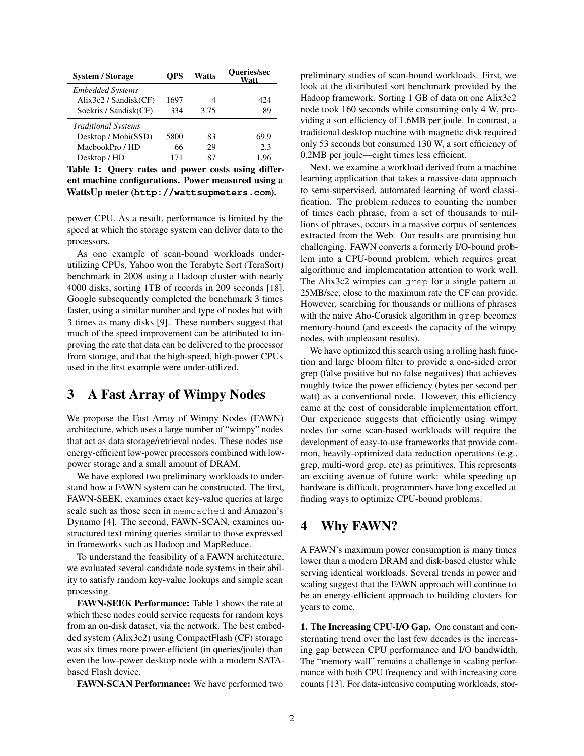| System / Storage | QPS | Watts | Queries/sec / Watt |
|---|---|---|---|
| *Embedded Systems* | | | |
| Alix3c2 / Sandisk(CF) | 1697 | 4 | 424 |
| Soekris / Sandisk(CF) | 334 | 3.75 | 89 |
| *Traditional Systems* | | | |
| Desktop / Mobi(SSD) | 5800 | 83 | 69.9 |
| MacbookPro / HD | 66 | 29 | 2.3 |
| Desktop / HD | 171 | 87 | 1.96 |

**Table 1: Query rates and power costs using different machine configurations. Power measured using a WattsUp meter (`http://wattsupmeters.com`).**

power CPU. As a result, performance is limited by the speed at which the storage system can deliver data to the processors.

As one example of scan-bound workloads underutilizing CPUs, Yahoo won the Terabyte Sort (TeraSort) benchmark in 2008 using a Hadoop cluster with nearly 4000 disks, sorting 1TB of records in 209 seconds [18]. Google subsequently completed the benchmark 3 times faster, using a similar number and type of nodes but with 3 times as many disks [9]. These numbers suggest that much of the speed improvement can be attributed to improving the rate that data can be delivered to the processor from storage, and that the high-speed, high-power CPUs used in the first example were under-utilized.

# 3 A Fast Array of Wimpy Nodes

We propose the Fast Array of Wimpy Nodes (FAWN) architecture, which uses a large number of "wimpy" nodes that act as data storage/retrieval nodes. These nodes use energy-efficient low-power processors combined with low-power storage and a small amount of DRAM.

We have explored two preliminary workloads to understand how a FAWN system can be constructed. The first, FAWN-SEEK, examines exact key-value queries at large scale such as those seen in `memcached` and Amazon's Dynamo [4]. The second, FAWN-SCAN, examines unstructured text mining queries similar to those expressed in frameworks such as Hadoop and MapReduce.

To understand the feasibility of a FAWN architecture, we evaluated several candidate node systems in their ability to satisfy random key-value lookups and simple scan processing.

**FAWN-SEEK Performance:** Table 1 shows the rate at which these nodes could service requests for random keys from an on-disk dataset, via the network. The best embedded system (Alix3c2) using CompactFlash (CF) storage was six times more power-efficient (in queries/joule) than even the low-power desktop node with a modern SATA-based Flash device.

**FAWN-SCAN Performance:** We have performed two preliminary studies of scan-bound workloads. First, we look at the distributed sort benchmark provided by the Hadoop framework. Sorting 1 GB of data on one Alix3c2 node took 160 seconds while consuming only 4 W, providing a sort efficiency of 1.6MB per joule. In contrast, a traditional desktop machine with magnetic disk required only 53 seconds but consumed 130 W, a sort efficiency of 0.2MB per joule—eight times less efficient.

Next, we examine a workload derived from a machine learning application that takes a massive-data approach to semi-supervised, automated learning of word classification. The problem reduces to counting the number of times each phrase, from a set of thousands to millions of phrases, occurs in a massive corpus of sentences extracted from the Web. Our results are promising but challenging. FAWN converts a formerly I/O-bound problem into a CPU-bound problem, which requires great algorithmic and implementation attention to work well. The Alix3c2 wimpies can `grep` for a single pattern at 25MB/sec, close to the maximum rate the CF can provide. However, searching for thousands or millions of phrases with the naive Aho-Corasick algorithm in `grep` becomes memory-bound (and exceeds the capacity of the wimpy nodes, with unpleasant results).

We have optimized this search using a rolling hash function and large bloom filter to provide a one-sided error grep (false positive but no false negatives) that achieves roughly twice the power efficiency (bytes per second per watt) as a conventional node. However, this efficiency came at the cost of considerable implementation effort. Our experience suggests that efficiently using wimpy nodes for some scan-based workloads will require the development of easy-to-use frameworks that provide common, heavily-optimized data reduction operations (e.g., grep, multi-word grep, etc) as primitives. This represents an exciting avenue of future work: while speeding up hardware is difficult, programmers have long excelled at finding ways to optimize CPU-bound problems.

# 4 Why FAWN?

A FAWN's maximum power consumption is many times lower than a modern DRAM and disk-based cluster while serving identical workloads. Several trends in power and scaling suggest that the FAWN approach will continue to be an energy-efficient approach to building clusters for years to come.

**1. The Increasing CPU-I/O Gap.** One constant and consternating trend over the last few decades is the increasing gap between CPU performance and I/O bandwidth. The "memory wall" remains a challenge in scaling performance with both CPU frequency and with increasing core counts [13]. For data-intensive computing workloads, stor-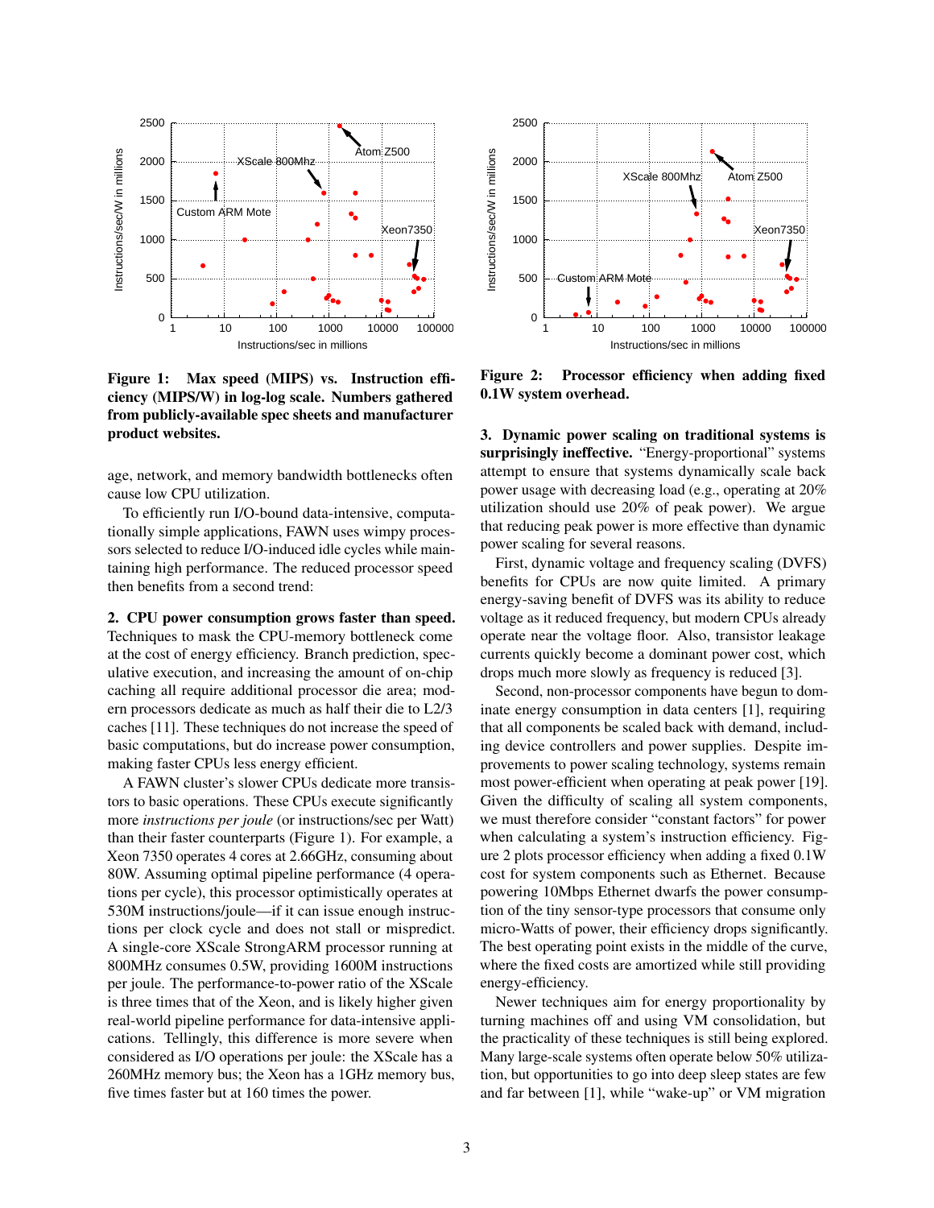Figure 1: Max speed (MIPS) vs. Instruction efficiency (MIPS/W) in log-log scale. Numbers gathered from publicly-available spec sheets and manufacturer product websites.

age, network, and memory bandwidth bottlenecks often cause low CPU utilization.

To efficiently run I/O-bound data-intensive, computationally simple applications, FAWN uses wimpy processors selected to reduce I/O-induced idle cycles while maintaining high performance. The reduced processor speed then benefits from a second trend:

**2. CPU power consumption grows faster than speed.** Techniques to mask the CPU-memory bottleneck come at the cost of energy efficiency. Branch prediction, speculative execution, and increasing the amount of on-chip caching all require additional processor die area; modern processors dedicate as much as half their die to L2/3 caches [11]. These techniques do not increase the speed of basic computations, but do increase power consumption, making faster CPUs less energy efficient.

A FAWN cluster's slower CPUs dedicate more transistors to basic operations. These CPUs execute significantly more *instructions per joule* (or instructions/sec per Watt) than their faster counterparts (Figure 1). For example, a Xeon 7350 operates 4 cores at 2.66GHz, consuming about 80W. Assuming optimal pipeline performance (4 operations per cycle), this processor optimistically operates at 530M instructions/joule—if it can issue enough instructions per clock cycle and does not stall or mispredict. A single-core XScale StrongARM processor running at 800MHz consumes 0.5W, providing 1600M instructions per joule. The performance-to-power ratio of the XScale is three times that of the Xeon, and is likely higher given real-world pipeline performance for data-intensive applications. Tellingly, this difference is more severe when considered as I/O operations per joule: the XScale has a 260MHz memory bus; the Xeon has a 1GHz memory bus, five times faster but at 160 times the power.

Figure 2: Processor efficiency when adding fixed 0.1W system overhead.

**3. Dynamic power scaling on traditional systems is surprisingly ineffective.** "Energy-proportional" systems attempt to ensure that systems dynamically scale back power usage with decreasing load (e.g., operating at 20% utilization should use 20% of peak power). We argue that reducing peak power is more effective than dynamic power scaling for several reasons.

First, dynamic voltage and frequency scaling (DVFS) benefits for CPUs are now quite limited. A primary energy-saving benefit of DVFS was its ability to reduce voltage as it reduced frequency, but modern CPUs already operate near the voltage floor. Also, transistor leakage currents quickly become a dominant power cost, which drops much more slowly as frequency is reduced [3].

Second, non-processor components have begun to dominate energy consumption in data centers [1], requiring that all components be scaled back with demand, including device controllers and power supplies. Despite improvements to power scaling technology, systems remain most power-efficient when operating at peak power [19]. Given the difficulty of scaling all system components, we must therefore consider "constant factors" for power when calculating a system's instruction efficiency. Figure 2 plots processor efficiency when adding a fixed 0.1W cost for system components such as Ethernet. Because powering 10Mbps Ethernet dwarfs the power consumption of the tiny sensor-type processors that consume only micro-Watts of power, their efficiency drops significantly. The best operating point exists in the middle of the curve, where the fixed costs are amortized while still providing energy-efficiency.

Newer techniques aim for energy proportionality by turning machines off and using VM consolidation, but the practicality of these techniques is still being explored. Many large-scale systems often operate below 50% utilization, but opportunities to go into deep sleep states are few and far between [1], while "wake-up" or VM migration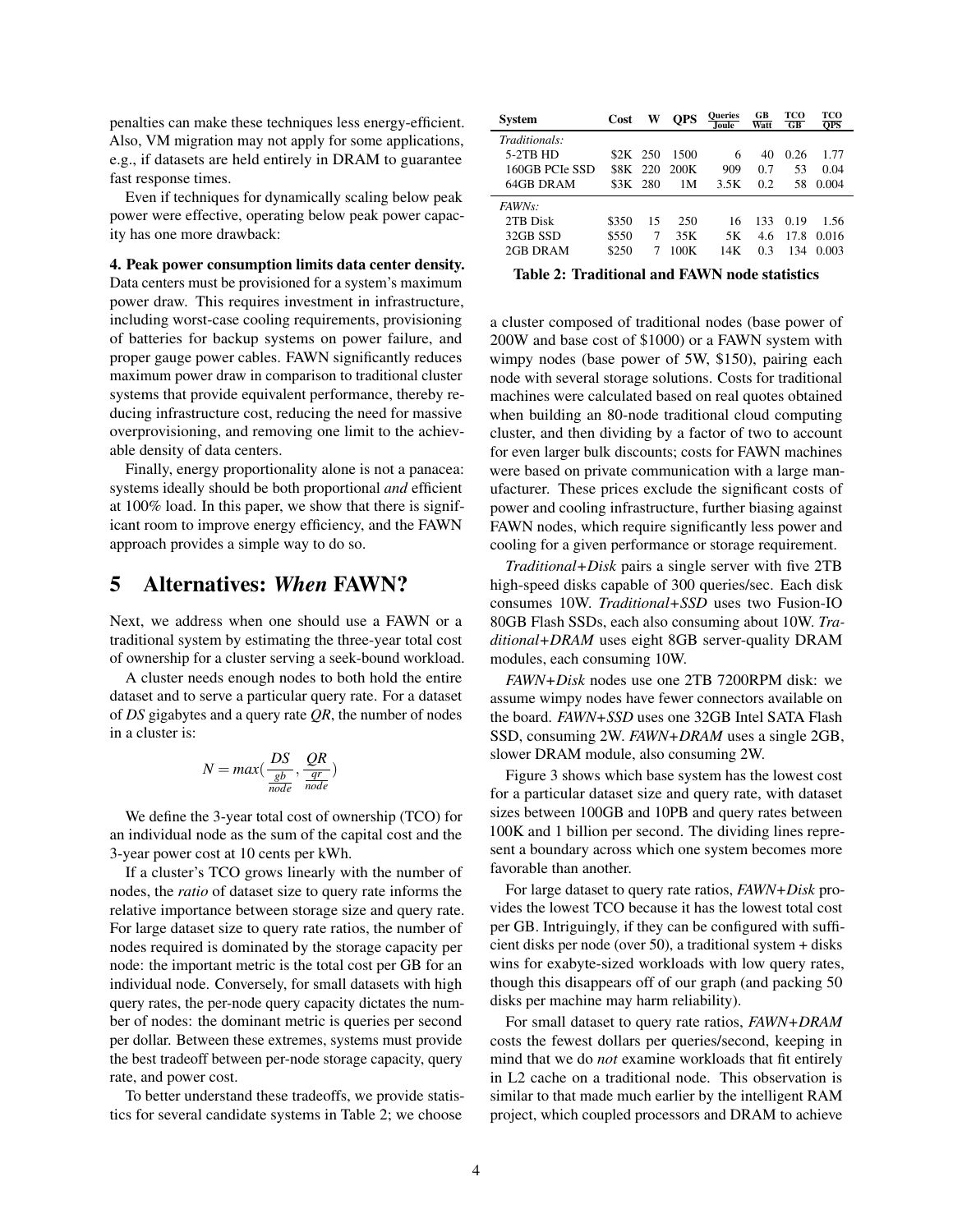penalties can make these techniques less energy-efficient. Also, VM migration may not apply for some applications, e.g., if datasets are held entirely in DRAM to guarantee fast response times.

Even if techniques for dynamically scaling below peak power were effective, operating below peak power capacity has one more drawback:

**4. Peak power consumption limits data center density.** Data centers must be provisioned for a system's maximum power draw. This requires investment in infrastructure, including worst-case cooling requirements, provisioning of batteries for backup systems on power failure, and proper gauge power cables. FAWN significantly reduces maximum power draw in comparison to traditional cluster systems that provide equivalent performance, thereby reducing infrastructure cost, reducing the need for massive overprovisioning, and removing one limit to the achievable density of data centers.

Finally, energy proportionality alone is not a panacea: systems ideally should be both proportional *and* efficient at 100% load. In this paper, we show that there is significant room to improve energy efficiency, and the FAWN approach provides a simple way to do so.

# 5 Alternatives: *When* FAWN?

Next, we address when one should use a FAWN or a traditional system by estimating the three-year total cost of ownership for a cluster serving a seek-bound workload.

A cluster needs enough nodes to both hold the entire dataset and to serve a particular query rate. For a dataset of *DS* gigabytes and a query rate *QR*, the number of nodes in a cluster is:

$$N = max(\frac{DS}{\frac{gb}{node}}, \frac{QR}{\frac{qr}{node}})$$

We define the 3-year total cost of ownership (TCO) for an individual node as the sum of the capital cost and the 3-year power cost at 10 cents per kWh.

If a cluster's TCO grows linearly with the number of nodes, the *ratio* of dataset size to query rate informs the relative importance between storage size and query rate. For large dataset size to query rate ratios, the number of nodes required is dominated by the storage capacity per node: the important metric is the total cost per GB for an individual node. Conversely, for small datasets with high query rates, the per-node query capacity dictates the number of nodes: the dominant metric is queries per second per dollar. Between these extremes, systems must provide the best tradeoff between per-node storage capacity, query rate, and power cost.

To better understand these tradeoffs, we provide statistics for several candidate systems in Table 2; we choose a cluster composed of traditional nodes (base power of 200W and base cost of $1000) or a FAWN system with wimpy nodes (base power of 5W, $150), pairing each node with several storage solutions. Costs for traditional machines were calculated based on real quotes obtained when building an 80-node traditional cloud computing cluster, and then dividing by a factor of two to account for even larger bulk discounts; costs for FAWN machines were based on private communication with a large manufacturer. These prices exclude the significant costs of power and cooling infrastructure, further biasing against FAWN nodes, which require significantly less power and cooling for a given performance or storage requirement.

| System | Cost | W | QPS | Queries/Joule | GB/Watt | TCO/GB | TCO/QPS |
|---|---|---|---|---|---|---|---|
| *Traditionals:* | | | | | | | |
| 5-2TB HD | $2K | 250 | 1500 | 6 | 40 | 0.26 | 1.77 |
| 160GB PCIe SSD | $8K | 220 | 200K | 909 | 0.7 | 53 | 0.04 |
| 64GB DRAM | $3K | 280 | 1M | 3.5K | 0.2 | 58 | 0.004 |
| *FAWNs:* | | | | | | | |
| 2TB Disk | $350 | 15 | 250 | 16 | 133 | 0.19 | 1.56 |
| 32GB SSD | $550 | 7 | 35K | 5K | 4.6 | 17.8 | 0.016 |
| 2GB DRAM | $250 | 7 | 100K | 14K | 0.3 | 134 | 0.003 |

**Table 2: Traditional and FAWN node statistics**

*Traditional+Disk* pairs a single server with five 2TB high-speed disks capable of 300 queries/sec. Each disk consumes 10W. *Traditional+SSD* uses two Fusion-IO 80GB Flash SSDs, each also consuming about 10W. *Traditional+DRAM* uses eight 8GB server-quality DRAM modules, each consuming 10W.

*FAWN+Disk* nodes use one 2TB 7200RPM disk: we assume wimpy nodes have fewer connectors available on the board. *FAWN+SSD* uses one 32GB Intel SATA Flash SSD, consuming 2W. *FAWN+DRAM* uses a single 2GB, slower DRAM module, also consuming 2W.

Figure 3 shows which base system has the lowest cost for a particular dataset size and query rate, with dataset sizes between 100GB and 10PB and query rates between 100K and 1 billion per second. The dividing lines represent a boundary across which one system becomes more favorable than another.

For large dataset to query rate ratios, *FAWN+Disk* provides the lowest TCO because it has the lowest total cost per GB. Intriguingly, if they can be configured with sufficient disks per node (over 50), a traditional system + disks wins for exabyte-sized workloads with low query rates, though this disappears off of our graph (and packing 50 disks per machine may harm reliability).

For small dataset to query rate ratios, *FAWN+DRAM* costs the fewest dollars per queries/second, keeping in mind that we do *not* examine workloads that fit entirely in L2 cache on a traditional node. This observation is similar to that made much earlier by the intelligent RAM project, which coupled processors and DRAM to achieve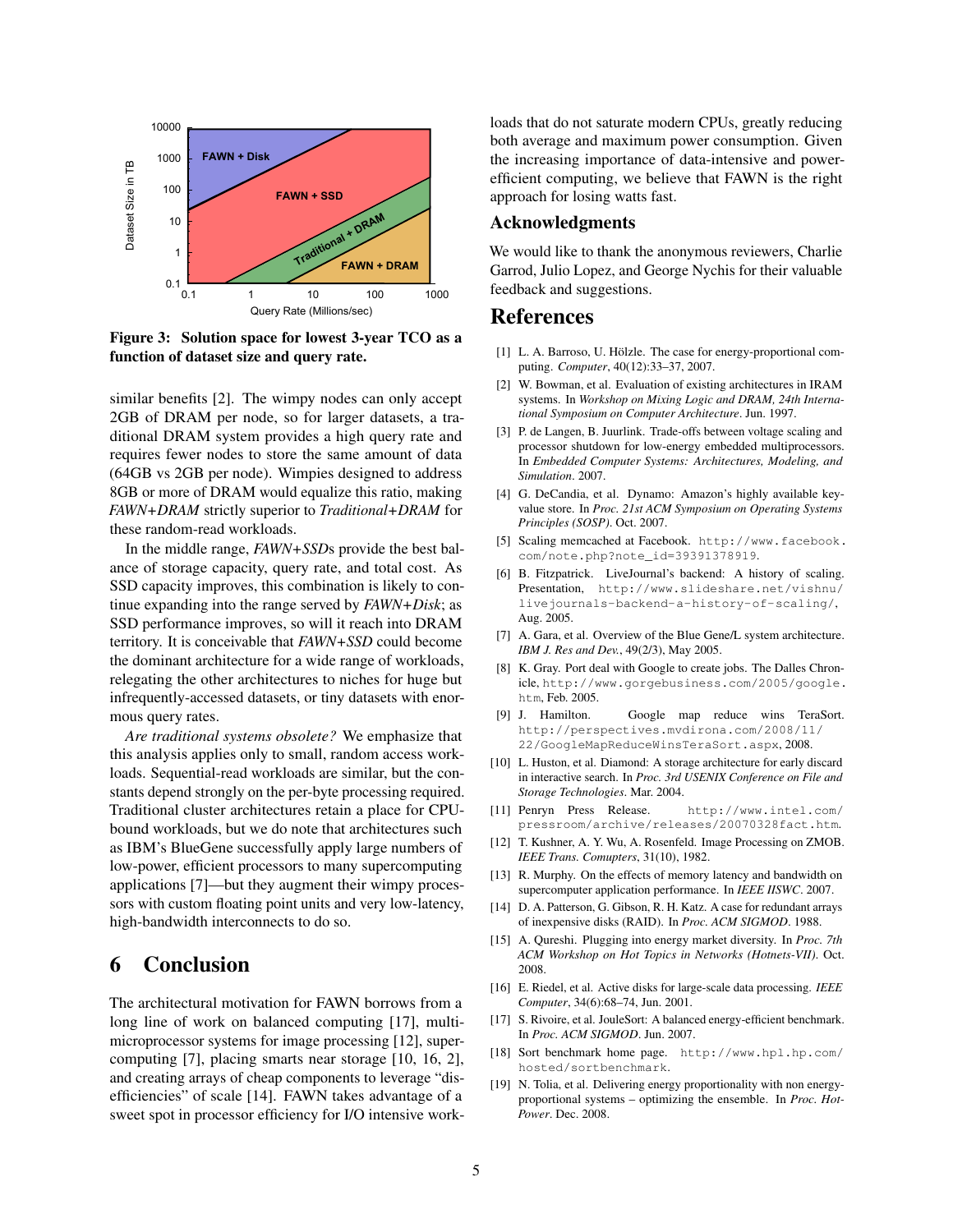10000
1000
100
10
1
0.1
Dataset Size in TB
0.1
1
10
100
1000
Query Rate (Millions/sec)
FAWN + Disk
FAWN + SSD
Traditional + DRAM
FAWN + DRAM

**Figure 3: Solution space for lowest 3-year TCO as a function of dataset size and query rate.**

similar benefits [2]. The wimpy nodes can only accept 2GB of DRAM per node, so for larger datasets, a traditional DRAM system provides a high query rate and requires fewer nodes to store the same amount of data (64GB vs 2GB per node). Wimpies designed to address 8GB or more of DRAM would equalize this ratio, making *FAWN+DRAM* strictly superior to *Traditional+DRAM* for these random-read workloads.

In the middle range, *FAWN+SSD*s provide the best balance of storage capacity, query rate, and total cost. As SSD capacity improves, this combination is likely to continue expanding into the range served by *FAWN+Disk*; as SSD performance improves, so will it reach into DRAM territory. It is conceivable that *FAWN+SSD* could become the dominant architecture for a wide range of workloads, relegating the other architectures to niches for huge but infrequently-accessed datasets, or tiny datasets with enormous query rates.

*Are traditional systems obsolete?* We emphasize that this analysis applies only to small, random access workloads. Sequential-read workloads are similar, but the constants depend strongly on the per-byte processing required. Traditional cluster architectures retain a place for CPU-bound workloads, but we do note that architectures such as IBM's BlueGene successfully apply large numbers of low-power, efficient processors to many supercomputing applications [7]—but they augment their wimpy processors with custom floating point units and very low-latency, high-bandwidth interconnects to do so.

# 6 Conclusion

The architectural motivation for FAWN borrows from a long line of work on balanced computing [17], multi-microprocessor systems for image processing [12], supercomputing [7], placing smarts near storage [10, 16, 2], and creating arrays of cheap components to leverage "dis-efficiencies" of scale [14]. FAWN takes advantage of a sweet spot in processor efficiency for I/O intensive workloads that do not saturate modern CPUs, greatly reducing both average and maximum power consumption. Given the increasing importance of data-intensive and power-efficient computing, we believe that FAWN is the right approach for losing watts fast.

## Acknowledgments

We would like to thank the anonymous reviewers, Charlie Garrod, Julio Lopez, and George Nychis for their valuable feedback and suggestions.

# References

[1] L. A. Barroso, U. Hölzle. The case for energy-proportional computing. *Computer*, 40(12):33–37, 2007.

[2] W. Bowman, et al. Evaluation of existing architectures in IRAM systems. In *Workshop on Mixing Logic and DRAM, 24th International Symposium on Computer Architecture*. Jun. 1997.

[3] P. de Langen, B. Juurlink. Trade-offs between voltage scaling and processor shutdown for low-energy embedded multiprocessors. In *Embedded Computer Systems: Architectures, Modeling, and Simulation*. 2007.

[4] G. DeCandia, et al. Dynamo: Amazon's highly available key-value store. In *Proc. 21st ACM Symposium on Operating Systems Principles (SOSP)*. Oct. 2007.

[5] Scaling memcached at Facebook. `http://www.facebook.com/note.php?note_id=39391378919`.

[6] B. Fitzpatrick. LiveJournal's backend: A history of scaling. Presentation, `http://www.slideshare.net/vishnu/livejournals-backend-a-history-of-scaling/`, Aug. 2005.

[7] A. Gara, et al. Overview of the Blue Gene/L system architecture. *IBM J. Res and Dev.*, 49(2/3), May 2005.

[8] K. Gray. Port deal with Google to create jobs. The Dalles Chronicle, `http://www.gorgebusiness.com/2005/google.htm`, Feb. 2005.

[9] J. Hamilton. Google map reduce wins TeraSort. `http://perspectives.mvdirona.com/2008/11/22/GoogleMapReduceWinsTeraSort.aspx`, 2008.

[10] L. Huston, et al. Diamond: A storage architecture for early discard in interactive search. In *Proc. 3rd USENIX Conference on File and Storage Technologies*. Mar. 2004.

[11] Penryn Press Release. `http://www.intel.com/pressroom/archive/releases/20070328fact.htm`.

[12] T. Kushner, A. Y. Wu, A. Rosenfeld. Image Processing on ZMOB. *IEEE Trans. Comupters*, 31(10), 1982.

[13] R. Murphy. On the effects of memory latency and bandwidth on supercomputer application performance. In *IEEE IISWC*. 2007.

[14] D. A. Patterson, G. Gibson, R. H. Katz. A case for redundant arrays of inexpensive disks (RAID). In *Proc. ACM SIGMOD*. 1988.

[15] A. Qureshi. Plugging into energy market diversity. In *Proc. 7th ACM Workshop on Hot Topics in Networks (Hotnets-VII)*. Oct. 2008.

[16] E. Riedel, et al. Active disks for large-scale data processing. *IEEE Computer*, 34(6):68–74, Jun. 2001.

[17] S. Rivoire, et al. JouleSort: A balanced energy-efficient benchmark. In *Proc. ACM SIGMOD*. Jun. 2007.

[18] Sort benchmark home page. `http://www.hpl.hp.com/hosted/sortbenchmark`.

[19] N. Tolia, et al. Delivering energy proportionality with non energy-proportional systems – optimizing the ensemble. In *Proc. HotPower*. Dec. 2008.